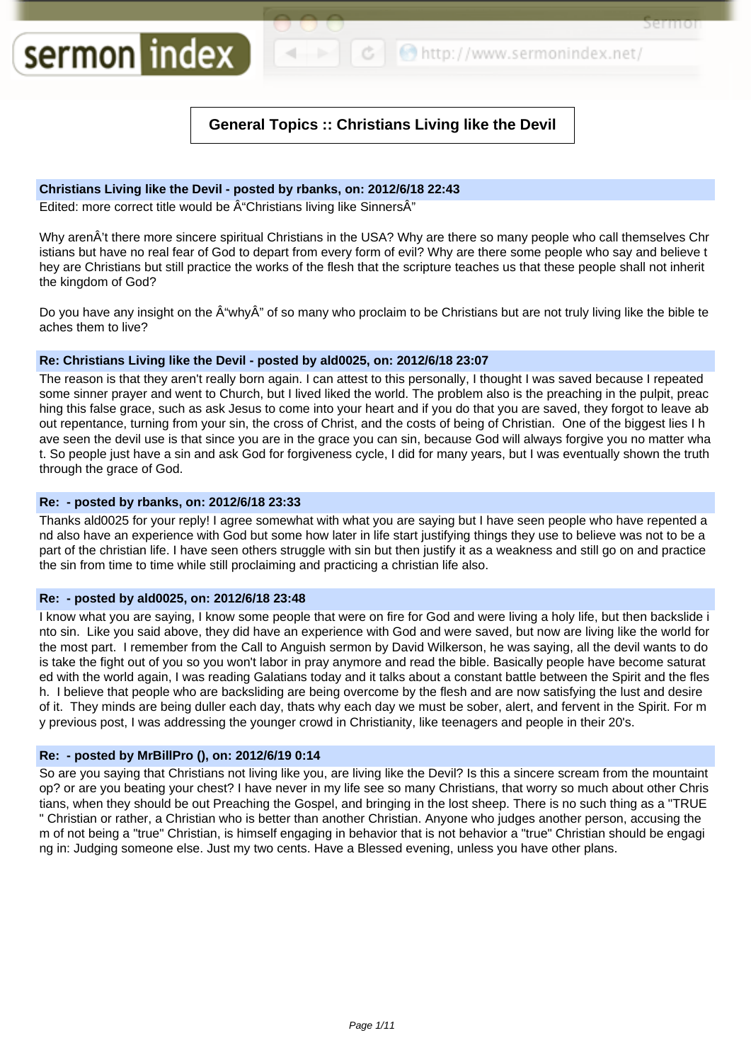# General Topics :: Christians Living like the Devil

**Christians Living like the Devil - posted by rbanks, on: 2012/6/18 22:43**

Edited: more correct title would be Â“Christians living like SinnersÂ”

Why arenÂ't there more sincere spiritual Christians in the USA? Why are there so many people who call themselves Christians but have no real fear of God to depart from every form of evil? Why are there some people who say and believe they are Christians but still practice the works of the flesh that the scripture teaches us that these people shall not inherit the kingdom of God?

Do you have any insight on the Â“whyÂ” of so many who proclaim to be Christians but are not truly living like the bible teaches them to live?

**Re: Christians Living like the Devil - posted by ald0025, on: 2012/6/18 23:07**

The reason is that they aren't really born again. I can attest to this personally, I thought I was saved because I repeated some sinner prayer and went to Church, but I lived liked the world. The problem also is the preaching in the pulpit, preaching this false grace, such as ask Jesus to come into your heart and if you do that you are saved, they forgot to leave about repentance, turning from your sin, the cross of Christ, and the costs of being of Christian. One of the biggest lies I have seen the devil use is that since you are in the grace you can sin, because God will always forgive you no matter what. So people just have a sin and ask God for forgiveness cycle, I did for many years, but I was eventually shown the truth through the grace of God.

**Re: - posted by rbanks, on: 2012/6/18 23:33**

Thanks ald0025 for your reply! I agree somewhat with what you are saying but I have seen people who have repented and also have an experience with God but some how later in life start justifying things they use to believe was not to be a part of the christian life. I have seen others struggle with sin but then justify it as a weakness and still go on and practice the sin from time to time while still proclaiming and practicing a christian life also.

**Re: - posted by ald0025, on: 2012/6/18 23:48**

I know what you are saying, I know some people that were on fire for God and were living a holy life, but then backslide into sin. Like you said above, they did have an experience with God and were saved, but now are living like the world for the most part. I remember from the Call to Anguish sermon by David Wilkerson, he was saying, all the devil wants to do is take the fight out of you so you won't labor in pray anymore and read the bible. Basically people have become saturated with the world again, I was reading Galatians today and it talks about a constant battle between the Spirit and the flesh. I believe that people who are backsliding are being overcome by the flesh and are now satisfying the lust and desire of it. They minds are being duller each day, thats why each day we must be sober, alert, and fervent in the Spirit. For my previous post, I was addressing the younger crowd in Christianity, like teenagers and people in their 20's.

**Re: - posted by MrBillPro (), on: 2012/6/19 0:14**

So are you saying that Christians not living like you, are living like the Devil? Is this a sincere scream from the mountain op? or are you beating your chest? I have never in my life see so many Christians, that worry so much about other Christians, when they should be out Preaching the Gospel, and bringing in the lost sheep. There is no such thing as a "TRUE" Christian or rather, a Christian who is better than another Christian. Anyone who judges another person, accusing them of not being a "true" Christian, is himself engaging in behavior that is not behavior a "true" Christian should be engaging in: Judging someone else. Just my two cents. Have a Blessed evening, unless you have other plans.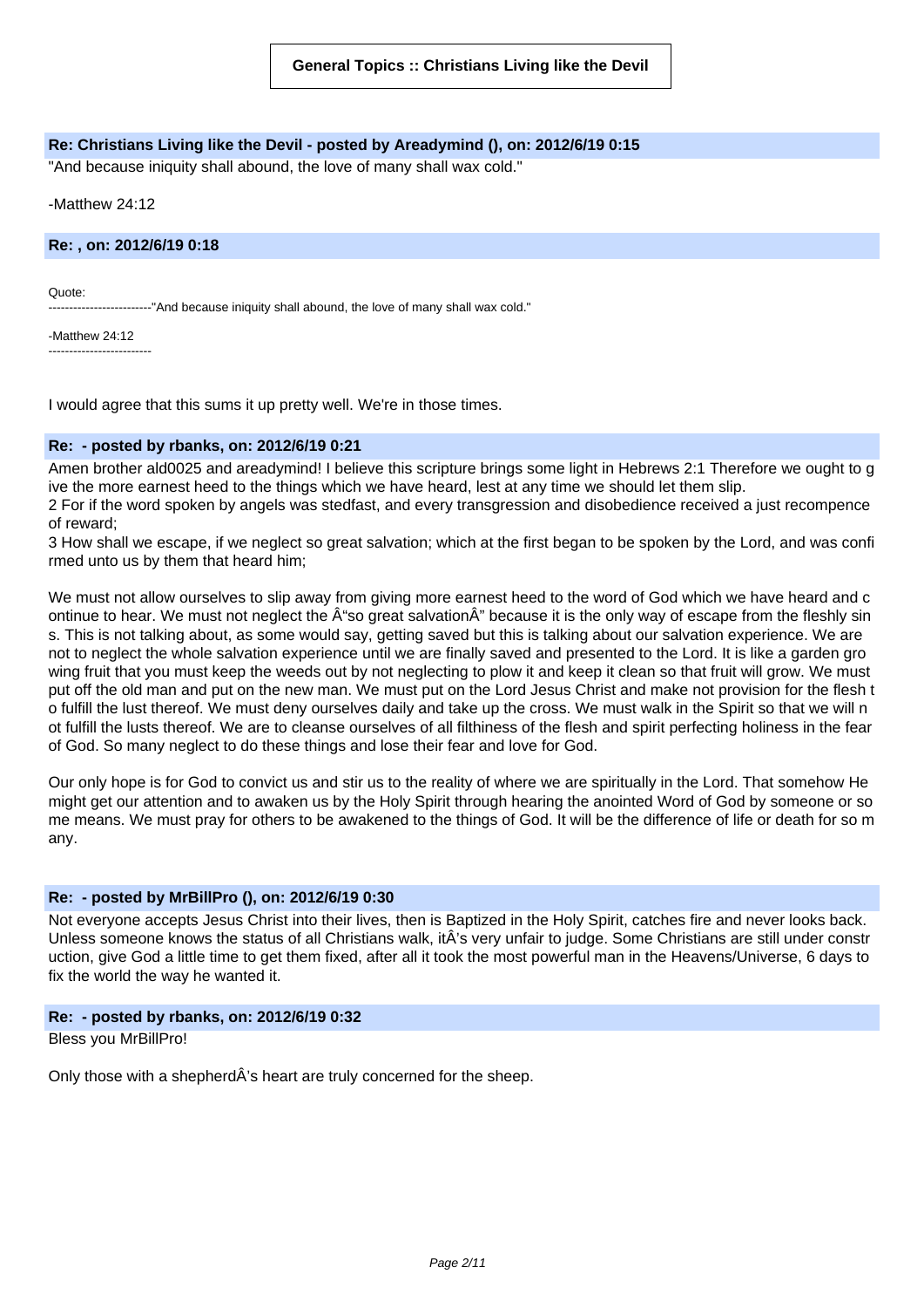**General Topics :: Christians Living like the Devil**

### Re: Christians Living like the Devil - posted by Areadymind (), on: 2012/6/19 0:15

"And because iniquity shall abound, the love of many shall wax cold."

-Matthew 24:12

### Re: , on: 2012/6/19 0:18

Quote:
-------------------------"And because iniquity shall abound, the love of many shall wax cold."

-Matthew 24:12
-------------------------

I would agree that this sums it up pretty well. We're in those times.

### Re: - posted by rbanks, on: 2012/6/19 0:21

Amen brother ald0025 and areadymind! I believe this scripture brings some light in Hebrews 2:1 Therefore we ought to give the more earnest heed to the things which we have heard, lest at any time we should let them slip.
2 For if the word spoken by angels was stedfast, and every transgression and disobedience received a just recompence of reward;
3 How shall we escape, if we neglect so great salvation; which at the first began to be spoken by the Lord, and was confirmed unto us by them that heard him;

We must not allow ourselves to slip away from giving more earnest heed to the word of God which we have heard and continue to hear. We must not neglect the Â“so great salvationÂ” because it is the only way of escape from the fleshly sins. This is not talking about, as some would say, getting saved but this is talking about our salvation experience. We are not to neglect the whole salvation experience until we are finally saved and presented to the Lord. It is like a garden growing fruit that you must keep the weeds out by not neglecting to plow it and keep it clean so that fruit will grow. We must put off the old man and put on the new man. We must put on the Lord Jesus Christ and make not provision for the flesh to fulfill the lust thereof. We must deny ourselves daily and take up the cross. We must walk in the Spirit so that we will not fulfill the lusts thereof. We are to cleanse ourselves of all filthiness of the flesh and spirit perfecting holiness in the fear of God. So many neglect to do these things and lose their fear and love for God.

Our only hope is for God to convict us and stir us to the reality of where we are spiritually in the Lord. That somehow He might get our attention and to awaken us by the Holy Spirit through hearing the anointed Word of God by someone or some means. We must pray for others to be awakened to the things of God. It will be the difference of life or death for so many.

### Re: - posted by MrBillPro (), on: 2012/6/19 0:30

Not everyone accepts Jesus Christ into their lives, then is Baptized in the Holy Spirit, catches fire and never looks back. Unless someone knows the status of all Christians walk, itÂ's very unfair to judge. Some Christians are still under construction, give God a little time to get them fixed, after all it took the most powerful man in the Heavens/Universe, 6 days to fix the world the way he wanted it.

### Re: - posted by rbanks, on: 2012/6/19 0:32

Bless you MrBillPro!

Only those with a shepherdÂ's heart are truly concerned for the sheep.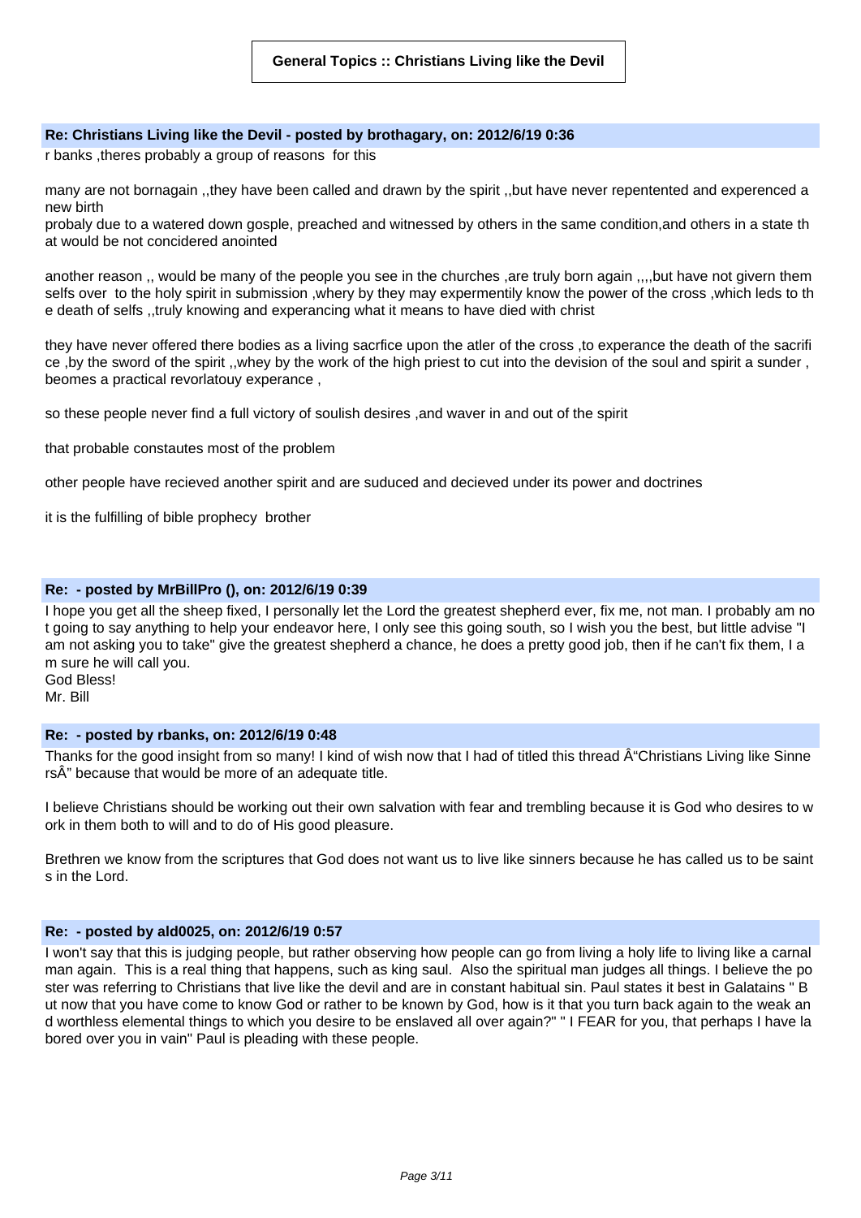**General Topics :: Christians Living like the Devil**

### Re: Christians Living like the Devil - posted by brothagary, on: 2012/6/19 0:36

r banks ,theres probably a group of reasons for this

many are not bornagain ,,they have been called and drawn by the spirit ,,but have never repentented and experenced a new birth
probaly due to a watered down gosple, preached and witnessed by others in the same condition,and others in a state that would be not concidered anointed

another reason ,, would be many of the people you see in the churches ,are truly born again ,,,,but have not givern them selfs over to the holy spirit in submission ,whery by they may expermentily know the power of the cross ,which leds to the death of selfs ,,truly knowing and experancing what it means to have died with christ

they have never offered there bodies as a living sacrfice upon the atler of the cross ,to experance the death of the sacrifice ,by the sword of the spirit ,,whey by the work of the high priest to cut into the devision of the soul and spirit a sunder , beomes a practical revorlatouy experance ,

so these people never find a full victory of soulish desires ,and waver in and out of the spirit

that probable constautes most of the problem

other people have recieved another spirit and are suduced and decieved under its power and doctrines

it is the fulfilling of bible prophecy brother

### Re: - posted by MrBillPro (), on: 2012/6/19 0:39

I hope you get all the sheep fixed, I personally let the Lord the greatest shepherd ever, fix me, not man. I probably am not going to say anything to help your endeavor here, I only see this going south, so I wish you the best, but little advise "I am not asking you to take" give the greatest shepherd a chance, he does a pretty good job, then if he can't fix them, I am sure he will call you.
God Bless!
Mr. Bill

### Re: - posted by rbanks, on: 2012/6/19 0:48

Thanks for the good insight from so many! I kind of wish now that I had of titled this thread Â“Christians Living like SinnersÂ” because that would be more of an adequate title.

I believe Christians should be working out their own salvation with fear and trembling because it is God who desires to work in them both to will and to do of His good pleasure.

Brethren we know from the scriptures that God does not want us to live like sinners because he has called us to be saints in the Lord.

### Re: - posted by ald0025, on: 2012/6/19 0:57

I won't say that this is judging people, but rather observing how people can go from living a holy life to living like a carnal man again. This is a real thing that happens, such as king saul. Also the spiritual man judges all things. I believe the poster was referring to Christians that live like the devil and are in constant habitual sin. Paul states it best in Galatains " But now that you have come to know God or rather to be known by God, how is it that you turn back again to the weak and worthless elemental things to which you desire to be enslaved all over again?" " I FEAR for you, that perhaps I have labored over you in vain" Paul is pleading with these people.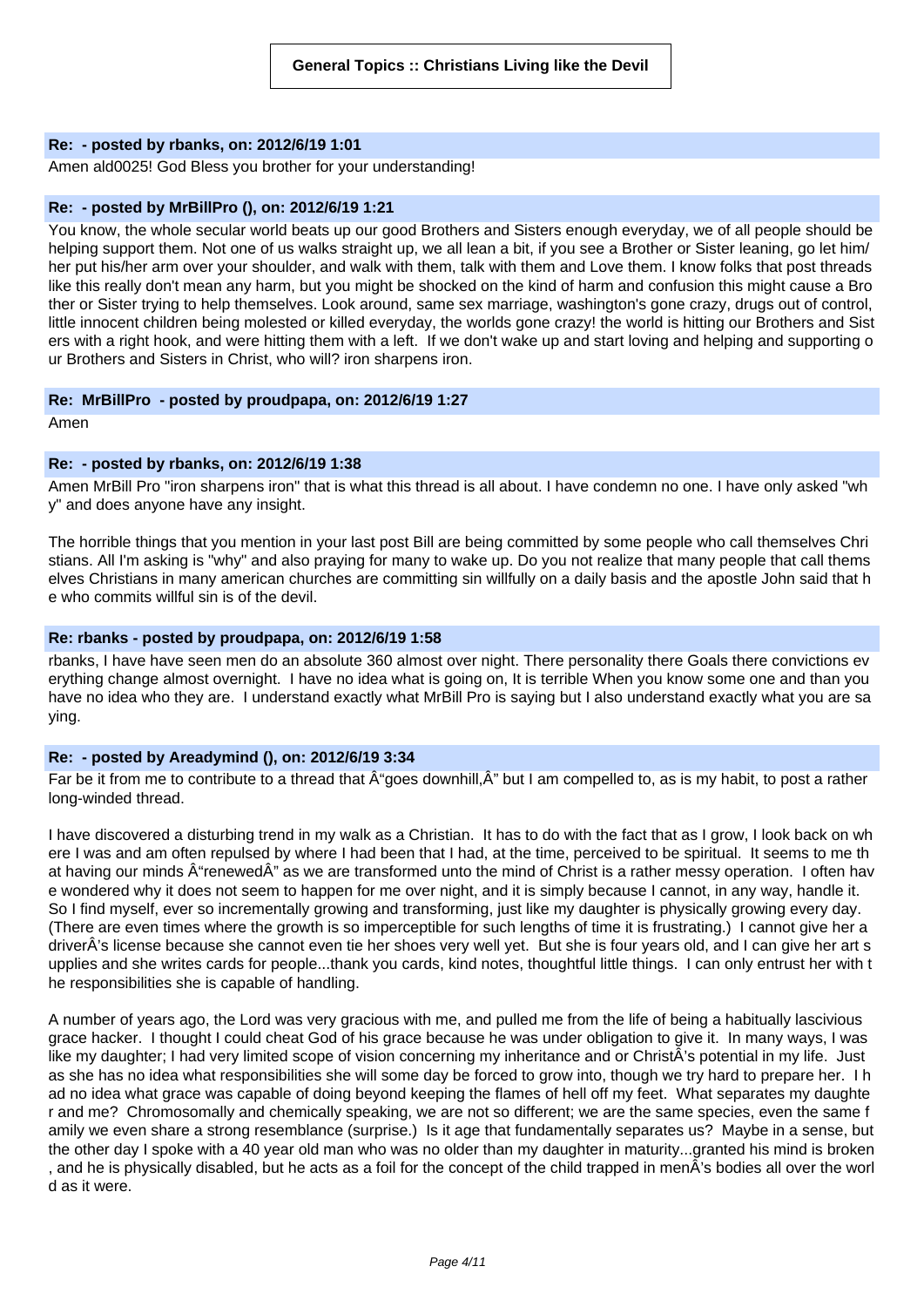**General Topics :: Christians Living like the Devil**

**Re: - posted by rbanks, on: 2012/6/19 1:01**

Amen ald0025! God Bless you brother for your understanding!

**Re: - posted by MrBillPro (), on: 2012/6/19 1:21**

You know, the whole secular world beats up our good Brothers and Sisters enough everyday, we of all people should be helping support them. Not one of us walks straight up, we all lean a bit, if you see a Brother or Sister leaning, go let him/her put his/her arm over your shoulder, and walk with them, talk with them and Love them. I know folks that post threads like this really don't mean any harm, but you might be shocked on the kind of harm and confusion this might cause a Brother or Sister trying to help themselves. Look around, same sex marriage, washington's gone crazy, drugs out of control, little innocent children being molested or killed everyday, the worlds gone crazy! the world is hitting our Brothers and Sisters with a right hook, and were hitting them with a left. If we don't wake up and start loving and helping and supporting our Brothers and Sisters in Christ, who will? iron sharpens iron.

**Re: MrBillPro - posted by proudpapa, on: 2012/6/19 1:27**

Amen

**Re: - posted by rbanks, on: 2012/6/19 1:38**

Amen MrBill Pro "iron sharpens iron" that is what this thread is all about. I have condemn no one. I have only asked "why" and does anyone have any insight.

The horrible things that you mention in your last post Bill are being committed by some people who call themselves Christians. All I'm asking is "why" and also praying for many to wake up. Do you not realize that many people that call themselves Christians in many american churches are committing sin willfully on a daily basis and the apostle John said that he who commits willful sin is of the devil.

**Re: rbanks - posted by proudpapa, on: 2012/6/19 1:58**

rbanks, I have have seen men do an absolute 360 almost over night. There personality there Goals there convictions everything change almost overnight. I have no idea what is going on, It is terrible When you know some one and than you have no idea who they are. I understand exactly what MrBill Pro is saying but I also understand exactly what you are saying.

**Re: - posted by Areadymind (), on: 2012/6/19 3:34**

Far be it from me to contribute to a thread that Â“goes downhill,Â” but I am compelled to, as is my habit, to post a rather long-winded thread.

I have discovered a disturbing trend in my walk as a Christian. It has to do with the fact that as I grow, I look back on where I was and am often repulsed by where I had been that I had, at the time, perceived to be spiritual. It seems to me that having our minds Â“renewedÂ” as we are transformed unto the mind of Christ is a rather messy operation. I often have wondered why it does not seem to happen for me over night, and it is simply because I cannot, in any way, handle it. So I find myself, ever so incrementally growing and transforming, just like my daughter is physically growing every day. (There are even times where the growth is so imperceptible for such lengths of time it is frustrating.) I cannot give her a driverÂ's license because she cannot even tie her shoes very well yet. But she is four years old, and I can give her art supplies and she writes cards for people...thank you cards, kind notes, thoughtful little things. I can only entrust her with the responsibilities she is capable of handling.

A number of years ago, the Lord was very gracious with me, and pulled me from the life of being a habitually lascivious grace hacker. I thought I could cheat God of his grace because he was under obligation to give it. In many ways, I was like my daughter; I had very limited scope of vision concerning my inheritance and or ChristÂ's potential in my life. Just as she has no idea what responsibilities she will some day be forced to grow into, though we try hard to prepare her. I had no idea what grace was capable of doing beyond keeping the flames of hell off my feet. What separates my daughter and me? Chromosomally and chemically speaking, we are not so different; we are the same species, even the same family we even share a strong resemblance (surprise.) Is it age that fundamentally separates us? Maybe in a sense, but the other day I spoke with a 40 year old man who was no older than my daughter in maturity...granted his mind is broken, and he is physically disabled, but he acts as a foil for the concept of the child trapped in menÂ's bodies all over the world as it were.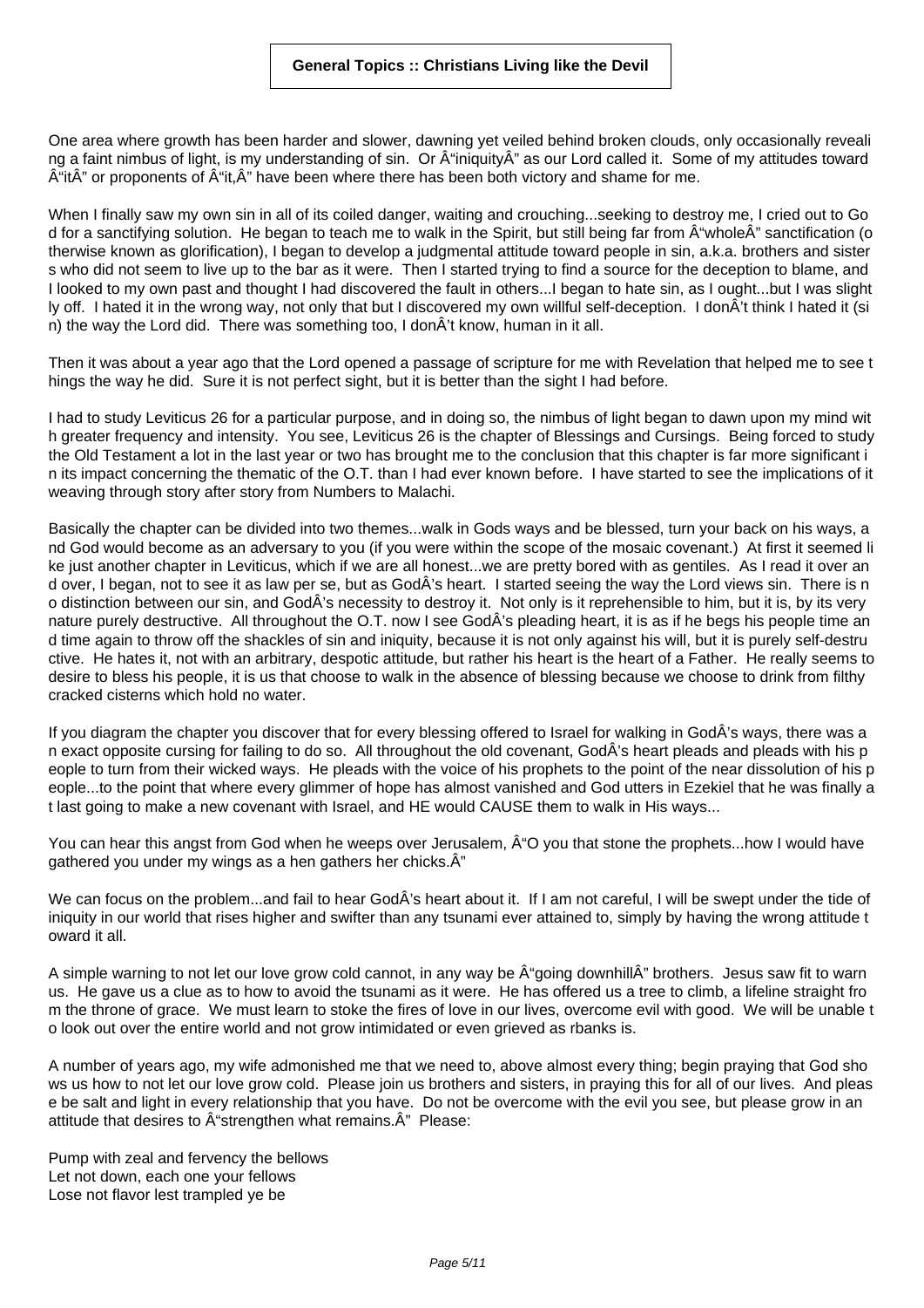**General Topics :: Christians Living like the Devil**

One area where growth has been harder and slower, dawning yet veiled behind broken clouds, only occasionally revealing a faint nimbus of light, is my understanding of sin. Or Â“iniquityÂ” as our Lord called it. Some of my attitudes toward Â“itÂ” or proponents of Â“it,Â” have been where there has been both victory and shame for me.

When I finally saw my own sin in all of its coiled danger, waiting and crouching...seeking to destroy me, I cried out to God for a sanctifying solution. He began to teach me to walk in the Spirit, but still being far from Â“wholeÂ” sanctification (otherwise known as glorification), I began to develop a judgmental attitude toward people in sin, a.k.a. brothers and sisters who did not seem to live up to the bar as it were. Then I started trying to find a source for the deception to blame, and I looked to my own past and thought I had discovered the fault in others...I began to hate sin, as I ought...but I was slightly off. I hated it in the wrong way, not only that but I discovered my own willful self-deception. I donÂ't think I hated it (sin) the way the Lord did. There was something too, I donÂ't know, human in it all.

Then it was about a year ago that the Lord opened a passage of scripture for me with Revelation that helped me to see things the way he did. Sure it is not perfect sight, but it is better than the sight I had before.

I had to study Leviticus 26 for a particular purpose, and in doing so, the nimbus of light began to dawn upon my mind with greater frequency and intensity. You see, Leviticus 26 is the chapter of Blessings and Cursings. Being forced to study the Old Testament a lot in the last year or two has brought me to the conclusion that this chapter is far more significant in its impact concerning the thematic of the O.T. than I had ever known before. I have started to see the implications of it weaving through story after story from Numbers to Malachi.

Basically the chapter can be divided into two themes...walk in Gods ways and be blessed, turn your back on his ways, and God would become as an adversary to you (if you were within the scope of the mosaic covenant.) At first it seemed like just another chapter in Leviticus, which if we are all honest...we are pretty bored with as gentiles. As I read it over and over, I began, not to see it as law per se, but as GodÂ's heart. I started seeing the way the Lord views sin. There is no distinction between our sin, and GodÂ's necessity to destroy it. Not only is it reprehensible to him, but it is, by its very nature purely destructive. All throughout the O.T. now I see GodÂ's pleading heart, it is as if he begs his people time and time again to throw off the shackles of sin and iniquity, because it is not only against his will, but it is purely self-destructive. He hates it, not with an arbitrary, despotic attitude, but rather his heart is the heart of a Father. He really seems to desire to bless his people, it is us that choose to walk in the absence of blessing because we choose to drink from filthy cracked cisterns which hold no water.

If you diagram the chapter you discover that for every blessing offered to Israel for walking in GodÂ's ways, there was an exact opposite cursing for failing to do so. All throughout the old covenant, GodÂ's heart pleads and pleads with his people to turn from their wicked ways. He pleads with the voice of his prophets to the point of the near dissolution of his people...to the point that where every glimmer of hope has almost vanished and God utters in Ezekiel that he was finally at last going to make a new covenant with Israel, and HE would CAUSE them to walk in His ways...

You can hear this angst from God when he weeps over Jerusalem, Â“O you that stone the prophets...how I would have gathered you under my wings as a hen gathers her chicks.Â”

We can focus on the problem...and fail to hear GodÂ's heart about it. If I am not careful, I will be swept under the tide of iniquity in our world that rises higher and swifter than any tsunami ever attained to, simply by having the wrong attitude toward it all.

A simple warning to not let our love grow cold cannot, in any way be Â“going downhillÂ” brothers. Jesus saw fit to warn us. He gave us a clue as to how to avoid the tsunami as it were. He has offered us a tree to climb, a lifeline straight from the throne of grace. We must learn to stoke the fires of love in our lives, overcome evil with good. We will be unable to look out over the entire world and not grow intimidated or even grieved as rbanks is.

A number of years ago, my wife admonished me that we need to, above almost every thing; begin praying that God shows us how to not let our love grow cold. Please join us brothers and sisters, in praying this for all of our lives. And please be salt and light in every relationship that you have. Do not be overcome with the evil you see, but please grow in an attitude that desires to Â“strengthen what remains.Â” Please:

Pump with zeal and fervency the bellows
Let not down, each one your fellows
Lose not flavor lest trampled ye be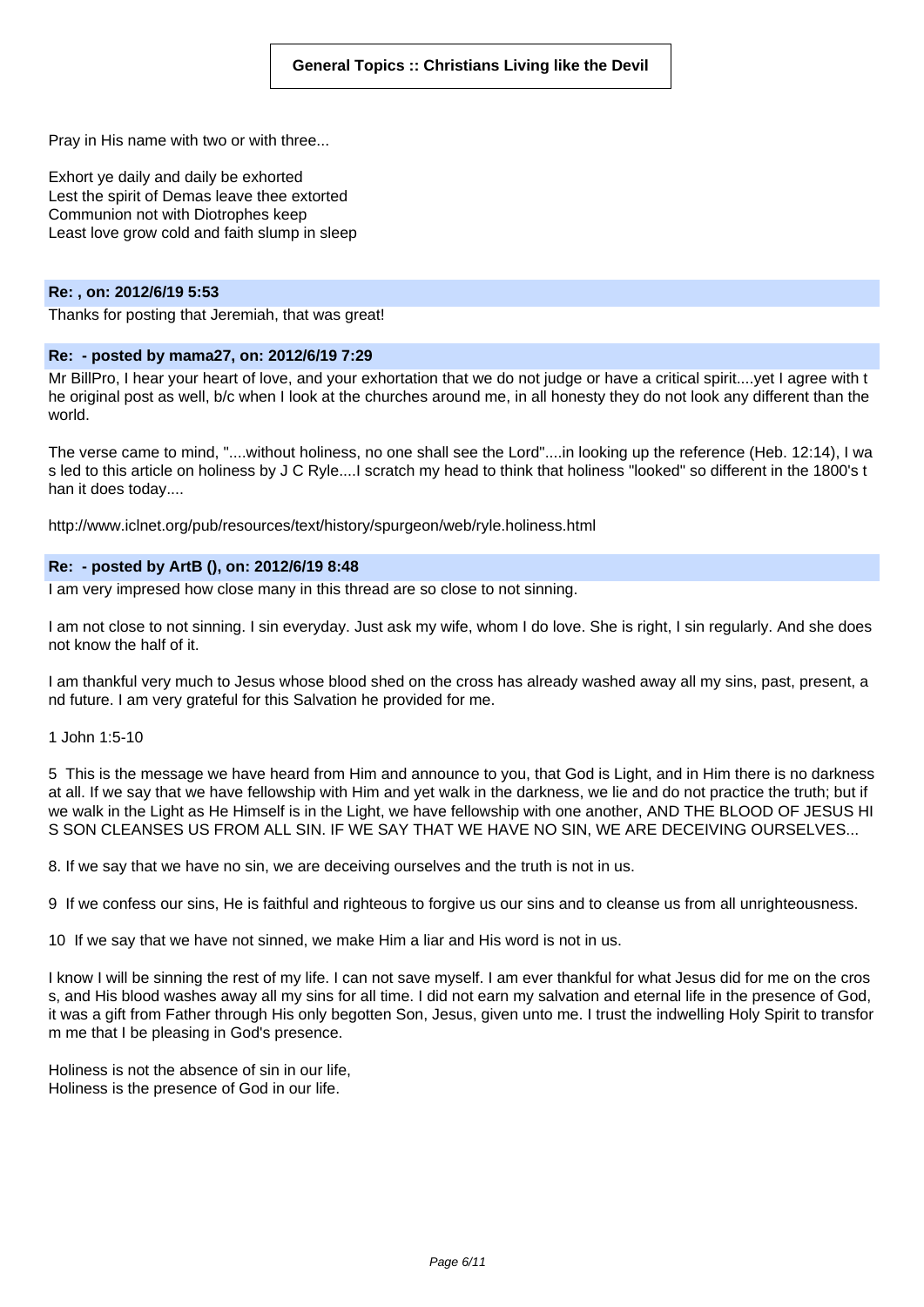**General Topics :: Christians Living like the Devil**

Pray in His name with two or with three...

Exhort ye daily and daily be exhorted
Lest the spirit of Demas leave thee extorted
Communion not with Diotrophes keep
Least love grow cold and faith slump in sleep

**Re: , on: 2012/6/19 5:53**

Thanks for posting that Jeremiah, that was great!

**Re: - posted by mama27, on: 2012/6/19 7:29**

Mr BillPro, I hear your heart of love, and your exhortation that we do not judge or have a critical spirit....yet I agree with the original post as well, b/c when I look at the churches around me, in all honesty they do not look any different than the world.

The verse came to mind, "....without holiness, no one shall see the Lord"....in looking up the reference (Heb. 12:14), I was led to this article on holiness by J C Ryle....I scratch my head to think that holiness "looked" so different in the 1800's than it does today....

http://www.iclnet.org/pub/resources/text/history/spurgeon/web/ryle.holiness.html

**Re: - posted by ArtB (), on: 2012/6/19 8:48**

I am very impressed how close many in this thread are so close to not sinning.

I am not close to not sinning. I sin everyday. Just ask my wife, whom I do love. She is right, I sin regularly. And she does not know the half of it.

I am thankful very much to Jesus whose blood shed on the cross has already washed away all my sins, past, present, and future. I am very grateful for this Salvation he provided for me.

1 John 1:5-10

5 This is the message we have heard from Him and announce to you, that God is Light, and in Him there is no darkness at all. If we say that we have fellowship with Him and yet walk in the darkness, we lie and do not practice the truth; but if we walk in the Light as He Himself is in the Light, we have fellowship with one another, AND THE BLOOD OF JESUS HIS SON CLEANSES US FROM ALL SIN. IF WE SAY THAT WE HAVE NO SIN, WE ARE DECEIVING OURSELVES...

8. If we say that we have no sin, we are deceiving ourselves and the truth is not in us.

9 If we confess our sins, He is faithful and righteous to forgive us our sins and to cleanse us from all unrighteousness.

10 If we say that we have not sinned, we make Him a liar and His word is not in us.

I know I will be sinning the rest of my life. I can not save myself. I am ever thankful for what Jesus did for me on the cross, and His blood washes away all my sins for all time. I did not earn my salvation and eternal life in the presence of God, it was a gift from Father through His only begotten Son, Jesus, given unto me. I trust the indwelling Holy Spirit to transform me that I be pleasing in God's presence.

Holiness is not the absence of sin in our life,
Holiness is the presence of God in our life.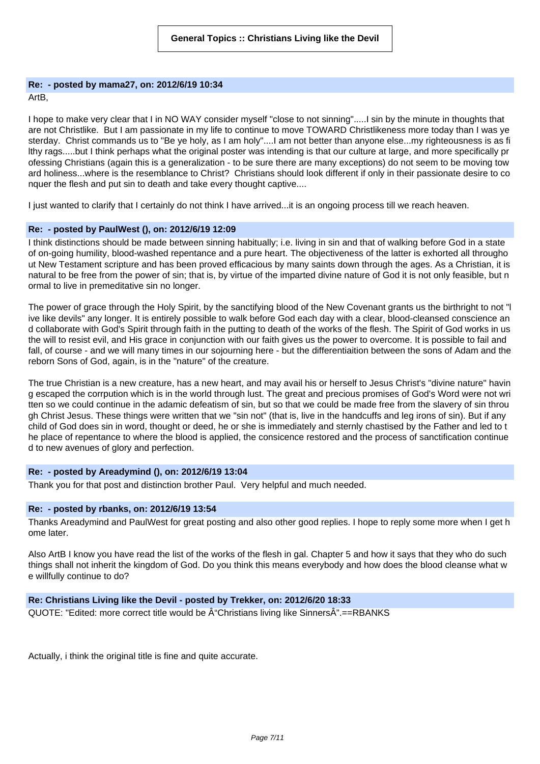**General Topics :: Christians Living like the Devil**

**Re: - posted by mama27, on: 2012/6/19 10:34**

ArtB,

I hope to make very clear that I in NO WAY consider myself "close to not sinning".....I sin by the minute in thoughts that are not Christlike. But I am passionate in my life to continue to move TOWARD Christlikeness more today than I was yesterday. Christ commands us to "Be ye holy, as I am holy"....I am not better than anyone else...my righteousness is as filthy rags.....but I think perhaps what the original poster was intending is that our culture at large, and more specifically professing Christians (again this is a generalization - to be sure there are many exceptions) do not seem to be moving toward holiness...where is the resemblance to Christ? Christians should look different if only in their passionate desire to conquer the flesh and put sin to death and take every thought captive....

I just wanted to clarify that I certainly do not think I have arrived...it is an ongoing process till we reach heaven.

**Re: - posted by PaulWest (), on: 2012/6/19 12:09**

I think distinctions should be made between sinning habitually; i.e. living in sin and that of walking before God in a state of on-going humility, blood-washed repentance and a pure heart. The objectiveness of the latter is exhorted all throughout New Testament scripture and has been proved efficacious by many saints down through the ages. As a Christian, it is natural to be free from the power of sin; that is, by virtue of the imparted divine nature of God it is not only feasible, but normal to live in premeditative sin no longer.

The power of grace through the Holy Spirit, by the sanctifying blood of the New Covenant grants us the birthright to not "live like devils" any longer. It is entirely possible to walk before God each day with a clear, blood-cleansed conscience and collaborate with God's Spirit through faith in the putting to death of the works of the flesh. The Spirit of God works in us the will to resist evil, and His grace in conjunction with our faith gives us the power to overcome. It is possible to fail and fall, of course - and we will many times in our sojourning here - but the differentiaition between the sons of Adam and the reborn Sons of God, again, is in the "nature" of the creature.

The true Christian is a new creature, has a new heart, and may avail his or herself to Jesus Christ's "divine nature" having escaped the corrpution which is in the world through lust. The great and precious promises of God's Word were not written so we could continue in the adamic defeatism of sin, but so that we could be made free from the slavery of sin through Christ Jesus. These things were written that we "sin not" (that is, live in the handcuffs and leg irons of sin). But if any child of God does sin in word, thought or deed, he or she is immediately and sternly chastised by the Father and led to the place of repentance to where the blood is applied, the consicence restored and the process of sanctification continued to new avenues of glory and perfection.

**Re: - posted by Areadymind (), on: 2012/6/19 13:04**

Thank you for that post and distinction brother Paul. Very helpful and much needed.

**Re: - posted by rbanks, on: 2012/6/19 13:54**

Thanks Areadymind and PaulWest for great posting and also other good replies. I hope to reply some more when I get home later.

Also ArtB I know you have read the list of the works of the flesh in gal. Chapter 5 and how it says that they who do such things shall not inherit the kingdom of God. Do you think this means everybody and how does the blood cleanse what we willfully continue to do?

**Re: Christians Living like the Devil - posted by Trekker, on: 2012/6/20 18:33**

QUOTE: "Edited: more correct title would be Â“Christians living like SinnersÂ”.==RBANKS

Actually, i think the original title is fine and quite accurate.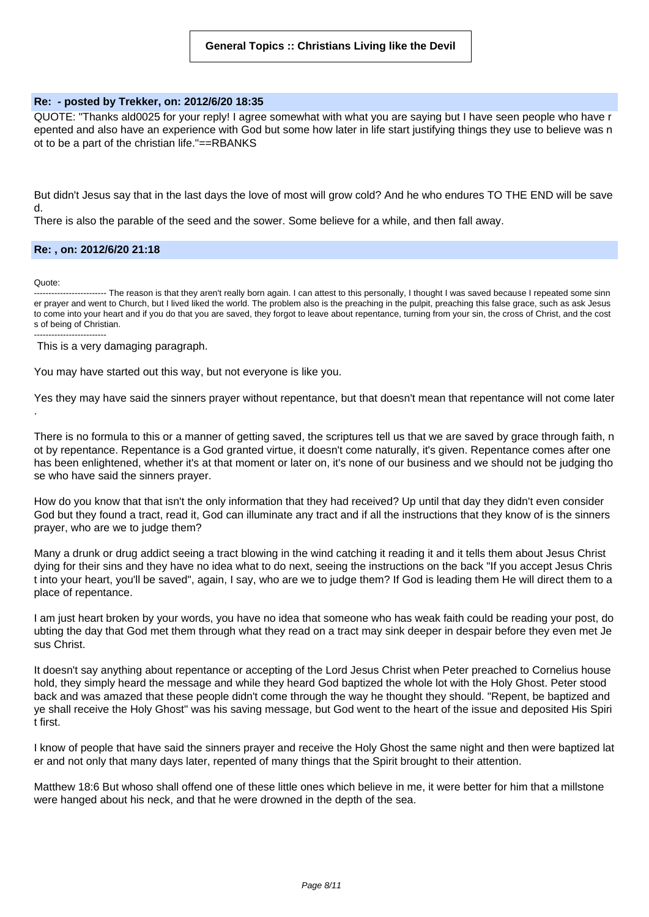**General Topics :: Christians Living like the Devil**

### Re: - posted by Trekker, on: 2012/6/20 18:35

QUOTE: "Thanks ald0025 for your reply! I agree somewhat with what you are saying but I have seen people who have repented and also have an experience with God but some how later in life start justifying things they use to believe was not to be a part of the christian life."==RBANKS

But didn't Jesus say that in the last days the love of most will grow cold? And he who endures TO THE END will be saved.
There is also the parable of the seed and the sower. Some believe for a while, and then fall away.

### Re: , on: 2012/6/20 21:18

Quote:
------------------------- The reason is that they aren't really born again. I can attest to this personally, I thought I was saved because I repeated some sinner prayer and went to Church, but I lived liked the world. The problem also is the preaching in the pulpit, preaching this false grace, such as ask Jesus to come into your heart and if you do that you are saved, they forgot to leave about repentance, turning from your sin, the cross of Christ, and the costs of being of Christian.
-------------------------

This is a very damaging paragraph.

You may have started out this way, but not everyone is like you.

Yes they may have said the sinners prayer without repentance, but that doesn't mean that repentance will not come later.

There is no formula to this or a manner of getting saved, the scriptures tell us that we are saved by grace through faith, not by repentance. Repentance is a God granted virtue, it doesn't come naturally, it's given. Repentance comes after one has been enlightened, whether it's at that moment or later on, it's none of our business and we should not be judging those who have said the sinners prayer.

How do you know that that isn't the only information that they had received? Up until that day they didn't even consider God but they found a tract, read it, God can illuminate any tract and if all the instructions that they know of is the sinners prayer, who are we to judge them?

Many a drunk or drug addict seeing a tract blowing in the wind catching it reading it and it tells them about Jesus Christ dying for their sins and they have no idea what to do next, seeing the instructions on the back "If you accept Jesus Christ into your heart, you'll be saved", again, I say, who are we to judge them? If God is leading them He will direct them to a place of repentance.

I am just heart broken by your words, you have no idea that someone who has weak faith could be reading your post, doubting the day that God met them through what they read on a tract may sink deeper in despair before they even met Jesus Christ.

It doesn't say anything about repentance or accepting of the Lord Jesus Christ when Peter preached to Cornelius household, they simply heard the message and while they heard God baptized the whole lot with the Holy Ghost. Peter stood back and was amazed that these people didn't come through the way he thought they should. "Repent, be baptized and ye shall receive the Holy Ghost" was his saving message, but God went to the heart of the issue and deposited His Spirit first.

I know of people that have said the sinners prayer and receive the Holy Ghost the same night and then were baptized later and not only that many days later, repented of many things that the Spirit brought to their attention.

Matthew 18:6 But whoso shall offend one of these little ones which believe in me, it were better for him that a millstone were hanged about his neck, and that he were drowned in the depth of the sea.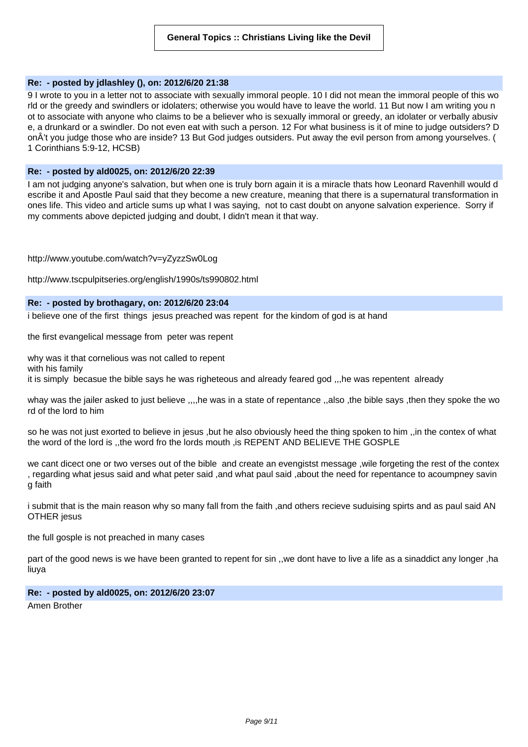**General Topics :: Christians Living like the Devil**

**Re: - posted by jdlashley (), on: 2012/6/20 21:38**

9 I wrote to you in a letter not to associate with sexually immoral people. 10 I did not mean the immoral people of this world or the greedy and swindlers or idolaters; otherwise you would have to leave the world. 11 But now I am writing you not to associate with anyone who claims to be a believer who is sexually immoral or greedy, an idolater or verbally abusive, a drunkard or a swindler. Do not even eat with such a person. 12 For what business is it of mine to judge outsiders? DonÂ't you judge those who are inside? 13 But God judges outsiders. Put away the evil person from among yourselves. (1 Corinthians 5:9-12, HCSB)

**Re: - posted by ald0025, on: 2012/6/20 22:39**

I am not judging anyone's salvation, but when one is truly born again it is a miracle thats how Leonard Ravenhill would describe it and Apostle Paul said that they become a new creature, meaning that there is a supernatural transformation in ones life. This video and article sums up what I was saying, not to cast doubt on anyone salvation experience. Sorry if my comments above depicted judging and doubt, I didn't mean it that way.

http://www.youtube.com/watch?v=yZyzzSw0Log

http://www.tscpulpitseries.org/english/1990s/ts990802.html

**Re: - posted by brothagary, on: 2012/6/20 23:04**

i believe one of the first things jesus preached was repent for the kindom of god is at hand

the first evangelical message from peter was repent

why was it that cornelious was not called to repent
with his family
it is simply becasue the bible says he was righeteous and already feared god ,,,he was repentent already

whay was the jailer asked to just believe ,,,,he was in a state of repentance ,,also ,the bible says ,then they spoke the word of the lord to him

so he was not just exorted to believe in jesus ,but he also obviously heed the thing spoken to him ,,in the contex of what the word of the lord is ,,the word fro the lords mouth ,is REPENT AND BELIEVE THE GOSPLE

we cant dicect one or two verses out of the bible and create an evengistst message ,wile forgeting the rest of the contex , regarding what jesus said and what peter said ,and what paul said ,about the need for repentance to acoumpney saving faith

i submit that is the main reason why so many fall from the faith ,and others recieve suduising spirts and as paul said ANOTHER jesus

the full gosple is not preached in many cases

part of the good news is we have been granted to repent for sin ,,we dont have to live a life as a sinaddict any longer ,haliuya

**Re: - posted by ald0025, on: 2012/6/20 23:07**

Amen Brother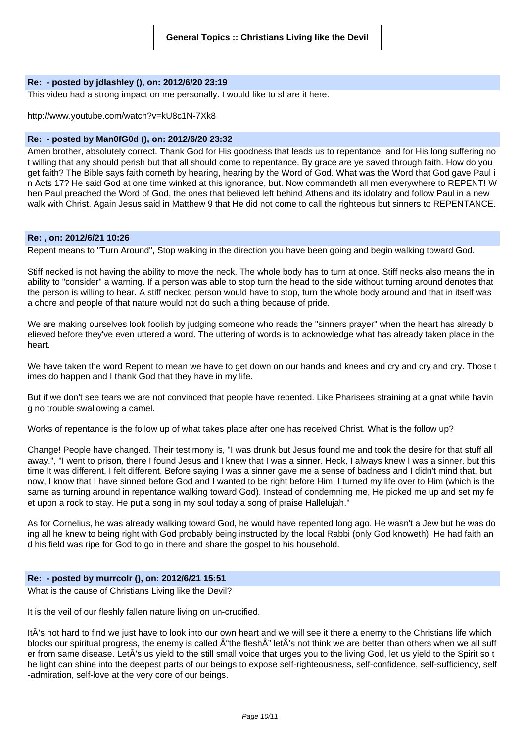**General Topics :: Christians Living like the Devil**

**Re: - posted by jdlashley (), on: 2012/6/20 23:19**

This video had a strong impact on me personally. I would like to share it here.

http://www.youtube.com/watch?v=kU8c1N-7Xk8

**Re: - posted by Man0fG0d (), on: 2012/6/20 23:32**

Amen brother, absolutely correct. Thank God for His goodness that leads us to repentance, and for His long suffering not willing that any should perish but that all should come to repentance. By grace are ye saved through faith. How do you get faith? The Bible says faith cometh by hearing, hearing by the Word of God. What was the Word that God gave Paul in Acts 17? He said God at one time winked at this ignorance, but. Now commandeth all men everywhere to REPENT! When Paul preached the Word of God, the ones that believed left behind Athens and its idolatry and follow Paul in a new walk with Christ. Again Jesus said in Matthew 9 that He did not come to call the righteous but sinners to REPENTANCE.

**Re: , on: 2012/6/21 10:26**

Repent means to "Turn Around", Stop walking in the direction you have been going and begin walking toward God.

Stiff necked is not having the ability to move the neck. The whole body has to turn at once. Stiff necks also means the inability to "consider" a warning. If a person was able to stop turn the head to the side without turning around denotes that the person is willing to hear. A stiff necked person would have to stop, turn the whole body around and that in itself was a chore and people of that nature would not do such a thing because of pride.

We are making ourselves look foolish by judging someone who reads the "sinners prayer" when the heart has already believed before they've even uttered a word. The uttering of words is to acknowledge what has already taken place in the heart.

We have taken the word Repent to mean we have to get down on our hands and knees and cry and cry and cry. Those times do happen and I thank God that they have in my life.

But if we don't see tears we are not convinced that people have repented. Like Pharisees straining at a gnat while having no trouble swallowing a camel.

Works of repentance is the follow up of what takes place after one has received Christ. What is the follow up?

Change! People have changed. Their testimony is, "I was drunk but Jesus found me and took the desire for that stuff all away.", "I went to prison, there I found Jesus and I knew that I was a sinner. Heck, I always knew I was a sinner, but this time It was different, I felt different. Before saying I was a sinner gave me a sense of badness and I didn't mind that, but now, I know that I have sinned before God and I wanted to be right before Him. I turned my life over to Him (which is the same as turning around in repentance walking toward God). Instead of condemning me, He picked me up and set my feet upon a rock to stay. He put a song in my soul today a song of praise Hallelujah."

As for Cornelius, he was already walking toward God, he would have repented long ago. He wasn't a Jew but he was doing all he knew to being right with God probably being instructed by the local Rabbi (only God knoweth). He had faith and his field was ripe for God to go in there and share the gospel to his household.

**Re: - posted by murrcolr (), on: 2012/6/21 15:51**

What is the cause of Christians Living like the Devil?

It is the veil of our fleshly fallen nature living on un-crucified.

ItÂ's not hard to find we just have to look into our own heart and we will see it there a enemy to the Christians life which blocks our spiritual progress, the enemy is called Â"the fleshÂ" letÂ's not think we are better than others when we all suffer from same disease. LetÂ's us yield to the still small voice that urges you to the living God, let us yield to the Spirit so the light can shine into the deepest parts of our beings to expose self-righteousness, self-confidence, self-sufficiency, self-admiration, self-love at the very core of our beings.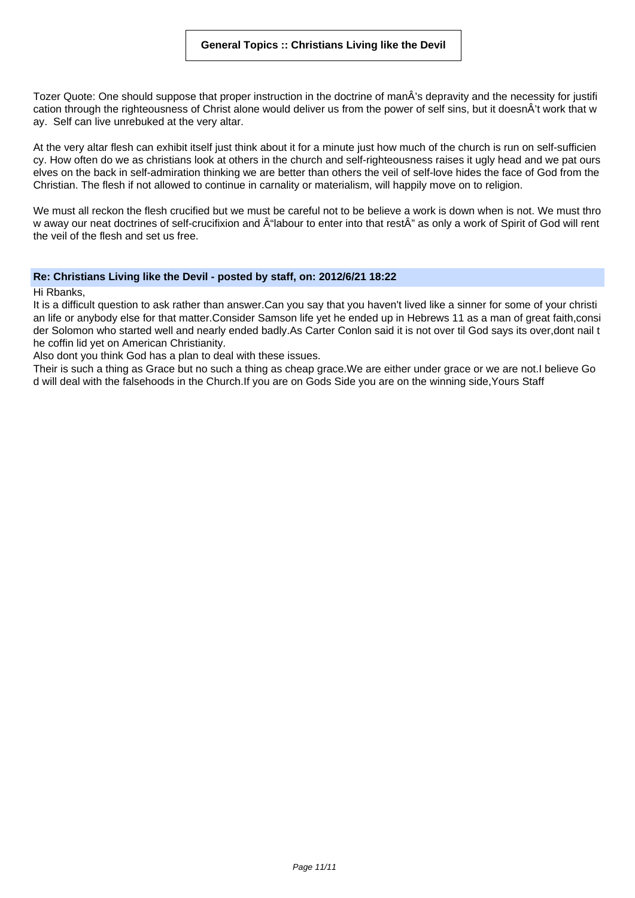**General Topics :: Christians Living like the Devil**

Tozer Quote: One should suppose that proper instruction in the doctrine of manÂ's depravity and the necessity for justification through the righteousness of Christ alone would deliver us from the power of self sins, but it doesnÂ't work that way. Self can live unrebuked at the very altar.

At the very altar flesh can exhibit itself just think about it for a minute just how much of the church is run on self-sufficiency. How often do we as christians look at others in the church and self-righteousness raises it ugly head and we pat ourselves on the back in self-admiration thinking we are better than others the veil of self-love hides the face of God from the Christian. The flesh if not allowed to continue in carnality or materialism, will happily move on to religion.

We must all reckon the flesh crucified but we must be careful not to be believe a work is down when is not. We must throw away our neat doctrines of self-crucifixion and Â"labour to enter into that restÂ" as only a work of Spirit of God will rent the veil of the flesh and set us free.

### Re: Christians Living like the Devil - posted by staff, on: 2012/6/21 18:22

Hi Rbanks,

It is a difficult question to ask rather than answer.Can you say that you haven't lived like a sinner for some of your christian life or anybody else for that matter.Consider Samson life yet he ended up in Hebrews 11 as a man of great faith,consider Solomon who started well and nearly ended badly.As Carter Conlon said it is not over til God says its over,dont nail the coffin lid yet on American Christianity.

Also dont you think God has a plan to deal with these issues.

Their is such a thing as Grace but no such a thing as cheap grace.We are either under grace or we are not.I believe God will deal with the falsehoods in the Church.If you are on Gods Side you are on the winning side,Yours Staff